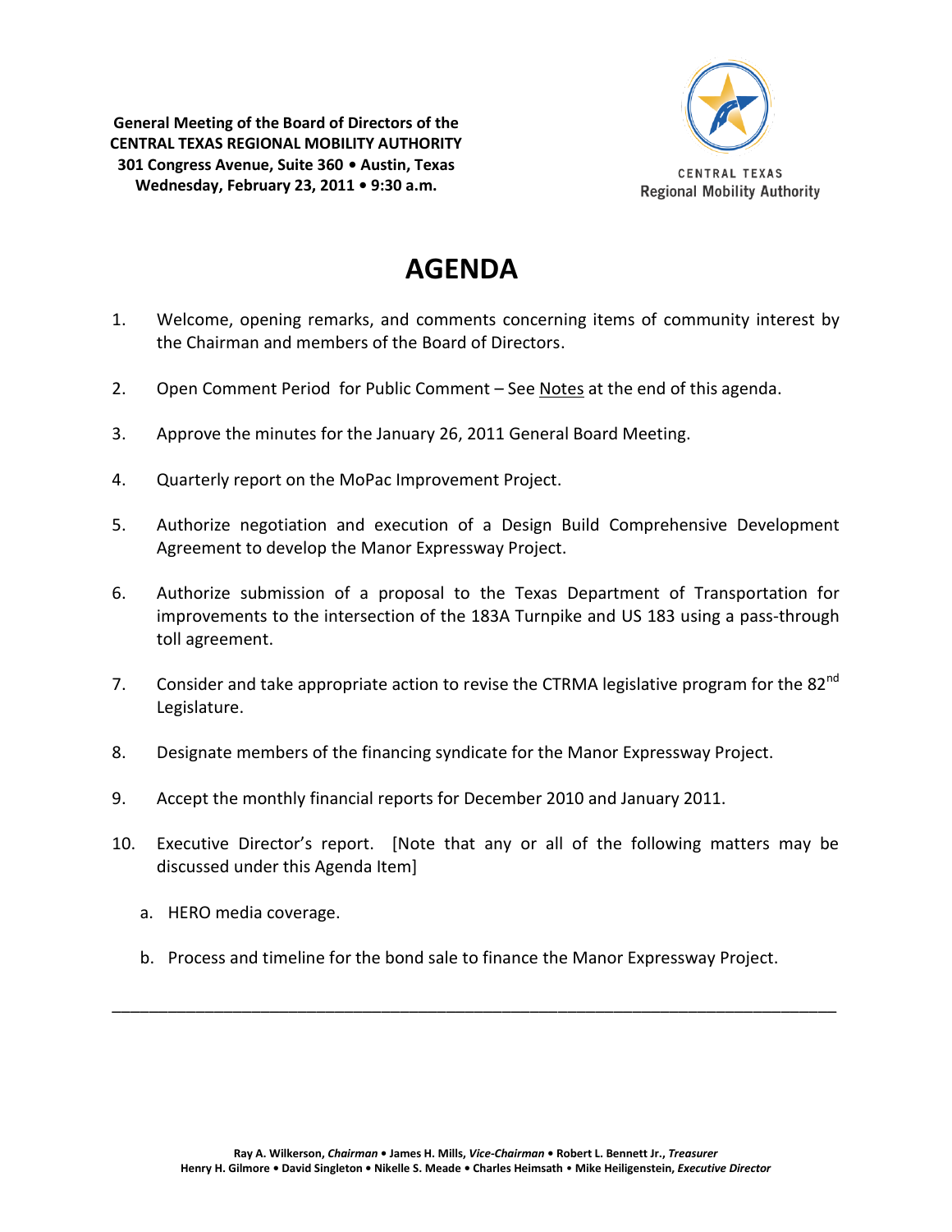**General Meeting of the Board of Directors of the**
**CENTRAL TEXAS REGIONAL MOBILITY AUTHORITY**
**301 Congress Avenue, Suite 360 • Austin, Texas**
**Wednesday, February 23, 2011 • 9:30 a.m.**

CENTRAL TEXAS
Regional Mobility Authority

# AGENDA

1. Welcome, opening remarks, and comments concerning items of community interest by the Chairman and members of the Board of Directors.

2. Open Comment Period for Public Comment – See Notes at the end of this agenda.

3. Approve the minutes for the January 26, 2011 General Board Meeting.

4. Quarterly report on the MoPac Improvement Project.

5. Authorize negotiation and execution of a Design Build Comprehensive Development Agreement to develop the Manor Expressway Project.

6. Authorize submission of a proposal to the Texas Department of Transportation for improvements to the intersection of the 183A Turnpike and US 183 using a pass-through toll agreement.

7. Consider and take appropriate action to revise the CTRMA legislative program for the 82nd Legislature.

8. Designate members of the financing syndicate for the Manor Expressway Project.

9. Accept the monthly financial reports for December 2010 and January 2011.

10. Executive Director's report. [Note that any or all of the following matters may be discussed under this Agenda Item]

    a. HERO media coverage.

    b. Process and timeline for the bond sale to finance the Manor Expressway Project.

---

Ray A. Wilkerson, *Chairman* • James H. Mills, *Vice-Chairman* • Robert L. Bennett Jr., *Treasurer*
Henry H. Gilmore • David Singleton • Nikelle S. Meade • Charles Heimsath • Mike Heiligenstein, *Executive Director*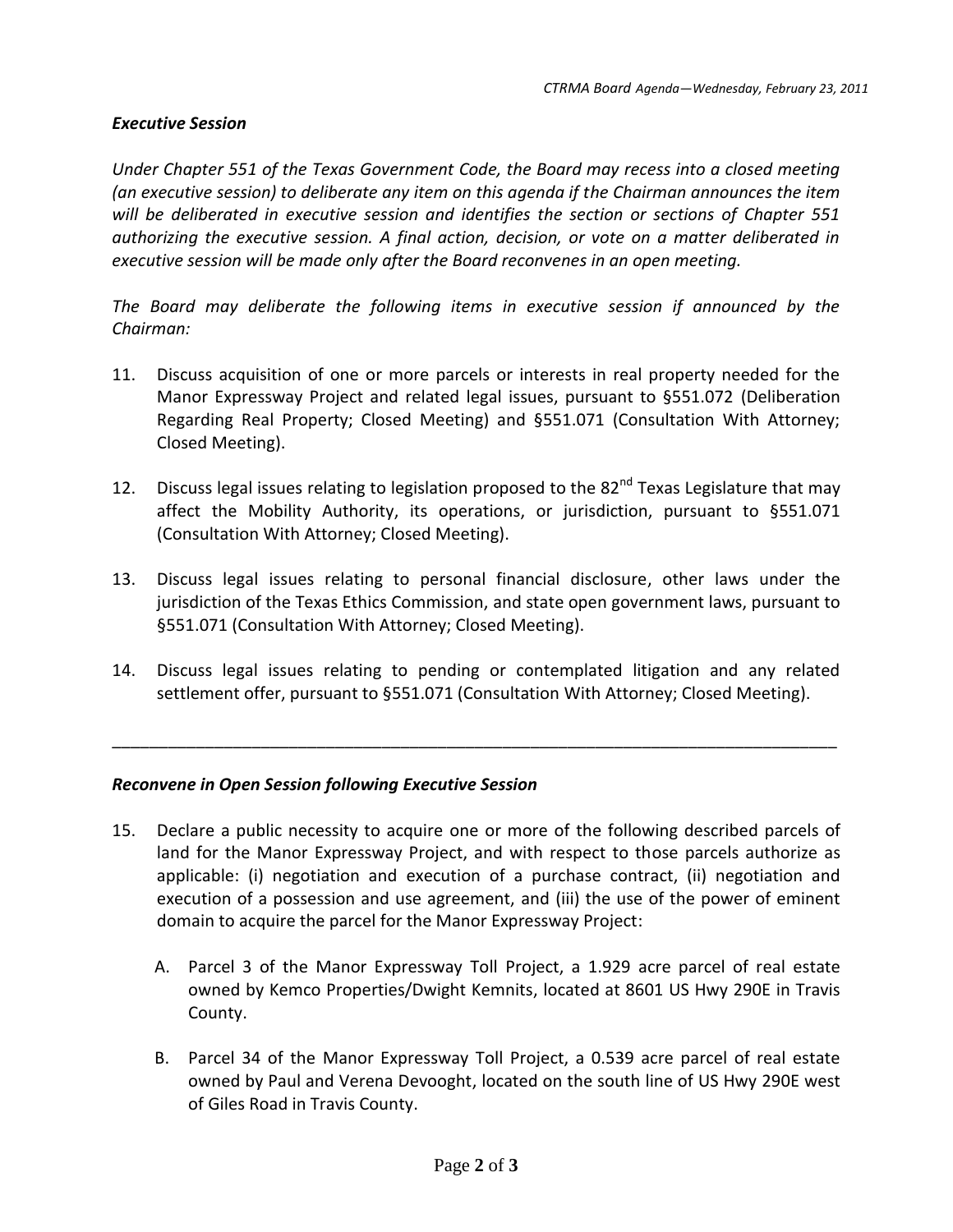### *Executive Session*

*Under Chapter 551 of the Texas Government Code, the Board may recess into a closed meeting (an executive session) to deliberate any item on this agenda if the Chairman announces the item will be deliberated in executive session and identifies the section or sections of Chapter 551 authorizing the executive session. A final action, decision, or vote on a matter deliberated in executive session will be made only after the Board reconvenes in an open meeting.*

*The Board may deliberate the following items in executive session if announced by the Chairman:*

11. Discuss acquisition of one or more parcels or interests in real property needed for the Manor Expressway Project and related legal issues, pursuant to §551.072 (Deliberation Regarding Real Property; Closed Meeting) and §551.071 (Consultation With Attorney; Closed Meeting).

12. Discuss legal issues relating to legislation proposed to the 82nd Texas Legislature that may affect the Mobility Authority, its operations, or jurisdiction, pursuant to §551.071 (Consultation With Attorney; Closed Meeting).

13. Discuss legal issues relating to personal financial disclosure, other laws under the jurisdiction of the Texas Ethics Commission, and state open government laws, pursuant to §551.071 (Consultation With Attorney; Closed Meeting).

14. Discuss legal issues relating to pending or contemplated litigation and any related settlement offer, pursuant to §551.071 (Consultation With Attorney; Closed Meeting).

---

### *Reconvene in Open Session following Executive Session*

15. Declare a public necessity to acquire one or more of the following described parcels of land for the Manor Expressway Project, and with respect to those parcels authorize as applicable: (i) negotiation and execution of a purchase contract, (ii) negotiation and execution of a possession and use agreement, and (iii) the use of the power of eminent domain to acquire the parcel for the Manor Expressway Project:

    A. Parcel 3 of the Manor Expressway Toll Project, a 1.929 acre parcel of real estate owned by Kemco Properties/Dwight Kemnits, located at 8601 US Hwy 290E in Travis County.

    B. Parcel 34 of the Manor Expressway Toll Project, a 0.539 acre parcel of real estate owned by Paul and Verena Devooght, located on the south line of US Hwy 290E west of Giles Road in Travis County.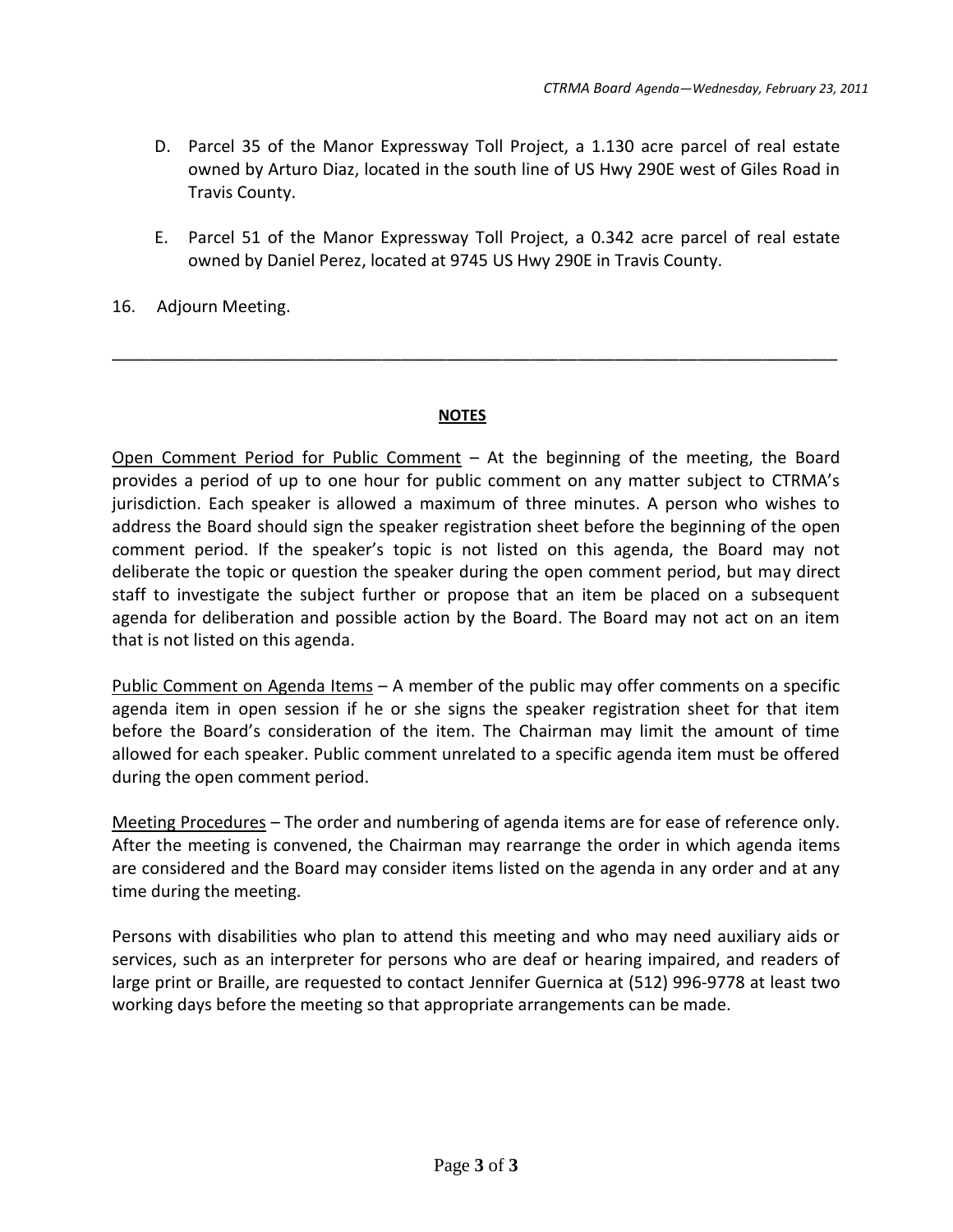D. Parcel 35 of the Manor Expressway Toll Project, a 1.130 acre parcel of real estate owned by Arturo Diaz, located in the south line of US Hwy 290E west of Giles Road in Travis County.

E. Parcel 51 of the Manor Expressway Toll Project, a 0.342 acre parcel of real estate owned by Daniel Perez, located at 9745 US Hwy 290E in Travis County.

16. Adjourn Meeting.

---

**NOTES**

Open Comment Period for Public Comment – At the beginning of the meeting, the Board provides a period of up to one hour for public comment on any matter subject to CTRMA's jurisdiction. Each speaker is allowed a maximum of three minutes. A person who wishes to address the Board should sign the speaker registration sheet before the beginning of the open comment period. If the speaker's topic is not listed on this agenda, the Board may not deliberate the topic or question the speaker during the open comment period, but may direct staff to investigate the subject further or propose that an item be placed on a subsequent agenda for deliberation and possible action by the Board. The Board may not act on an item that is not listed on this agenda.

Public Comment on Agenda Items – A member of the public may offer comments on a specific agenda item in open session if he or she signs the speaker registration sheet for that item before the Board's consideration of the item. The Chairman may limit the amount of time allowed for each speaker. Public comment unrelated to a specific agenda item must be offered during the open comment period.

Meeting Procedures – The order and numbering of agenda items are for ease of reference only. After the meeting is convened, the Chairman may rearrange the order in which agenda items are considered and the Board may consider items listed on the agenda in any order and at any time during the meeting.

Persons with disabilities who plan to attend this meeting and who may need auxiliary aids or services, such as an interpreter for persons who are deaf or hearing impaired, and readers of large print or Braille, are requested to contact Jennifer Guernica at (512) 996-9778 at least two working days before the meeting so that appropriate arrangements can be made.